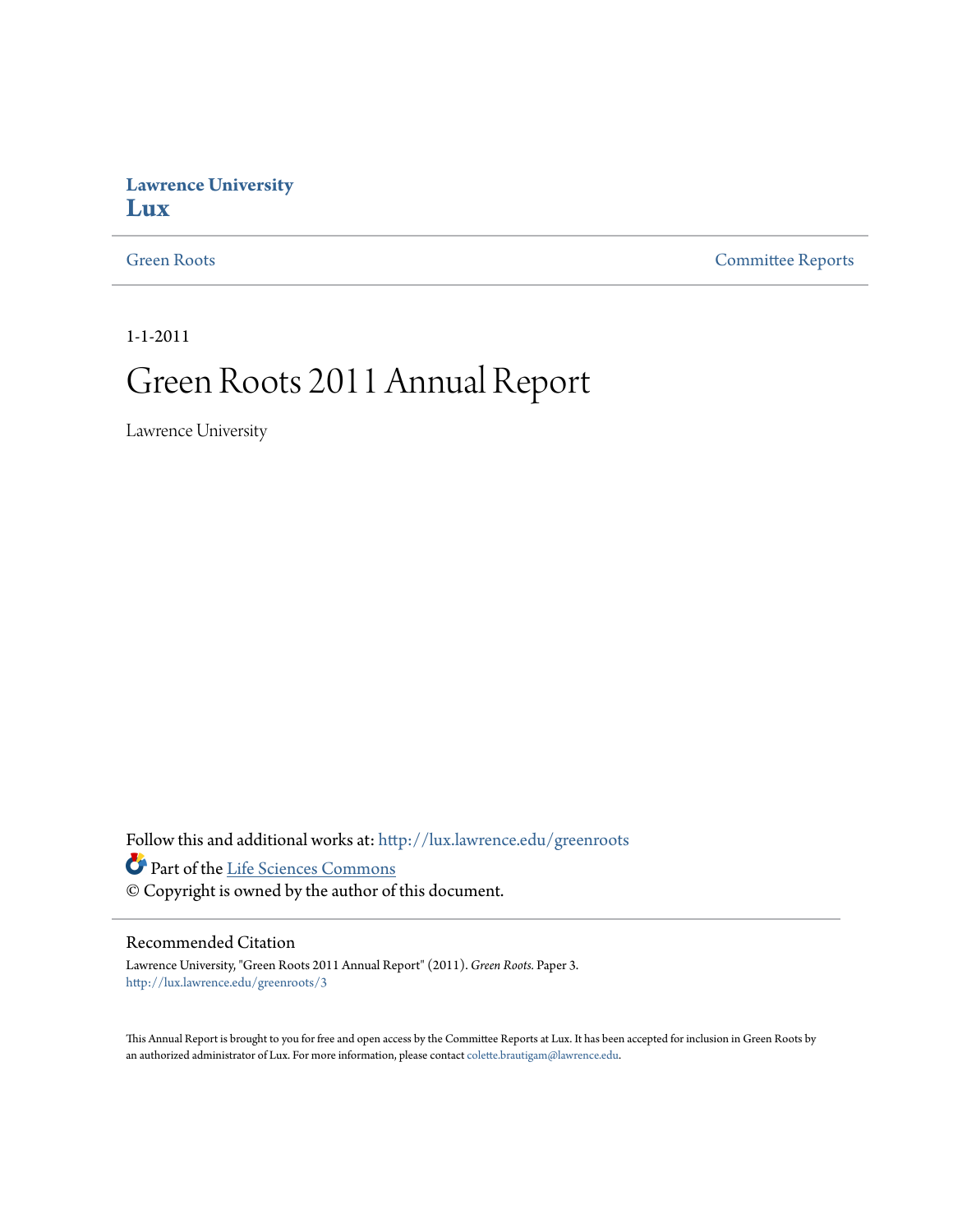Lawrence University
**Lux**

Green Roots | Committee Reports

1-1-2011

# Green Roots 2011 Annual Report

Lawrence University

Follow this and additional works at: http://lux.lawrence.edu/greenroots

Part of the Life Sciences Commons

© Copyright is owned by the author of this document.

## Recommended Citation

Lawrence University, "Green Roots 2011 Annual Report" (2011). *Green Roots.* Paper 3.
http://lux.lawrence.edu/greenroots/3

This Annual Report is brought to you for free and open access by the Committee Reports at Lux. It has been accepted for inclusion in Green Roots by an authorized administrator of Lux. For more information, please contact colette.brautigam@lawrence.edu.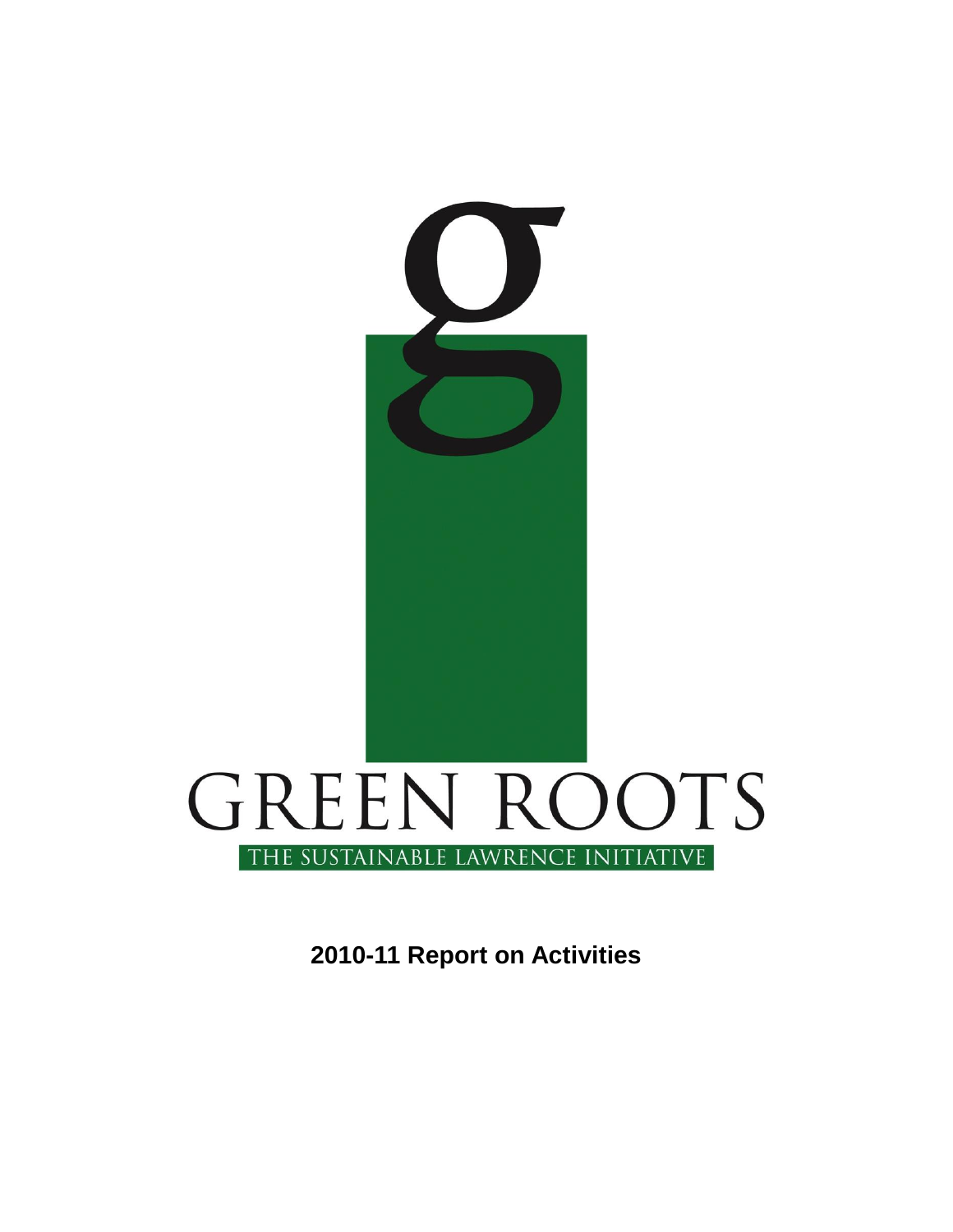GREEN ROOTS

THE SUSTAINABLE LAWRENCE INITIATIVE

**2010-11 Report on Activities**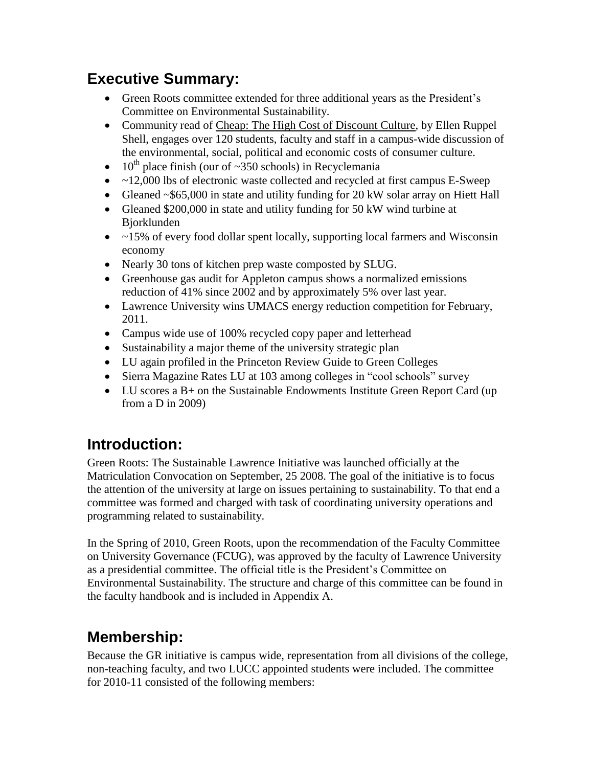## Executive Summary:

- Green Roots committee extended for three additional years as the President's Committee on Environmental Sustainability.
- Community read of Cheap: The High Cost of Discount Culture, by Ellen Ruppel Shell, engages over 120 students, faculty and staff in a campus-wide discussion of the environmental, social, political and economic costs of consumer culture.
- 10th place finish (our of ~350 schools) in Recyclemania
- ~12,000 lbs of electronic waste collected and recycled at first campus E-Sweep
- Gleaned ~$65,000 in state and utility funding for 20 kW solar array on Hiett Hall
- Gleaned $200,000 in state and utility funding for 50 kW wind turbine at Bjorklunden
- ~15% of every food dollar spent locally, supporting local farmers and Wisconsin economy
- Nearly 30 tons of kitchen prep waste composted by SLUG.
- Greenhouse gas audit for Appleton campus shows a normalized emissions reduction of 41% since 2002 and by approximately 5% over last year.
- Lawrence University wins UMACS energy reduction competition for February, 2011.
- Campus wide use of 100% recycled copy paper and letterhead
- Sustainability a major theme of the university strategic plan
- LU again profiled in the Princeton Review Guide to Green Colleges
- Sierra Magazine Rates LU at 103 among colleges in "cool schools" survey
- LU scores a B+ on the Sustainable Endowments Institute Green Report Card (up from a D in 2009)

## Introduction:

Green Roots: The Sustainable Lawrence Initiative was launched officially at the Matriculation Convocation on September, 25 2008. The goal of the initiative is to focus the attention of the university at large on issues pertaining to sustainability. To that end a committee was formed and charged with task of coordinating university operations and programming related to sustainability.

In the Spring of 2010, Green Roots, upon the recommendation of the Faculty Committee on University Governance (FCUG), was approved by the faculty of Lawrence University as a presidential committee. The official title is the President's Committee on Environmental Sustainability. The structure and charge of this committee can be found in the faculty handbook and is included in Appendix A.

## Membership:

Because the GR initiative is campus wide, representation from all divisions of the college, non-teaching faculty, and two LUCC appointed students were included. The committee for 2010-11 consisted of the following members: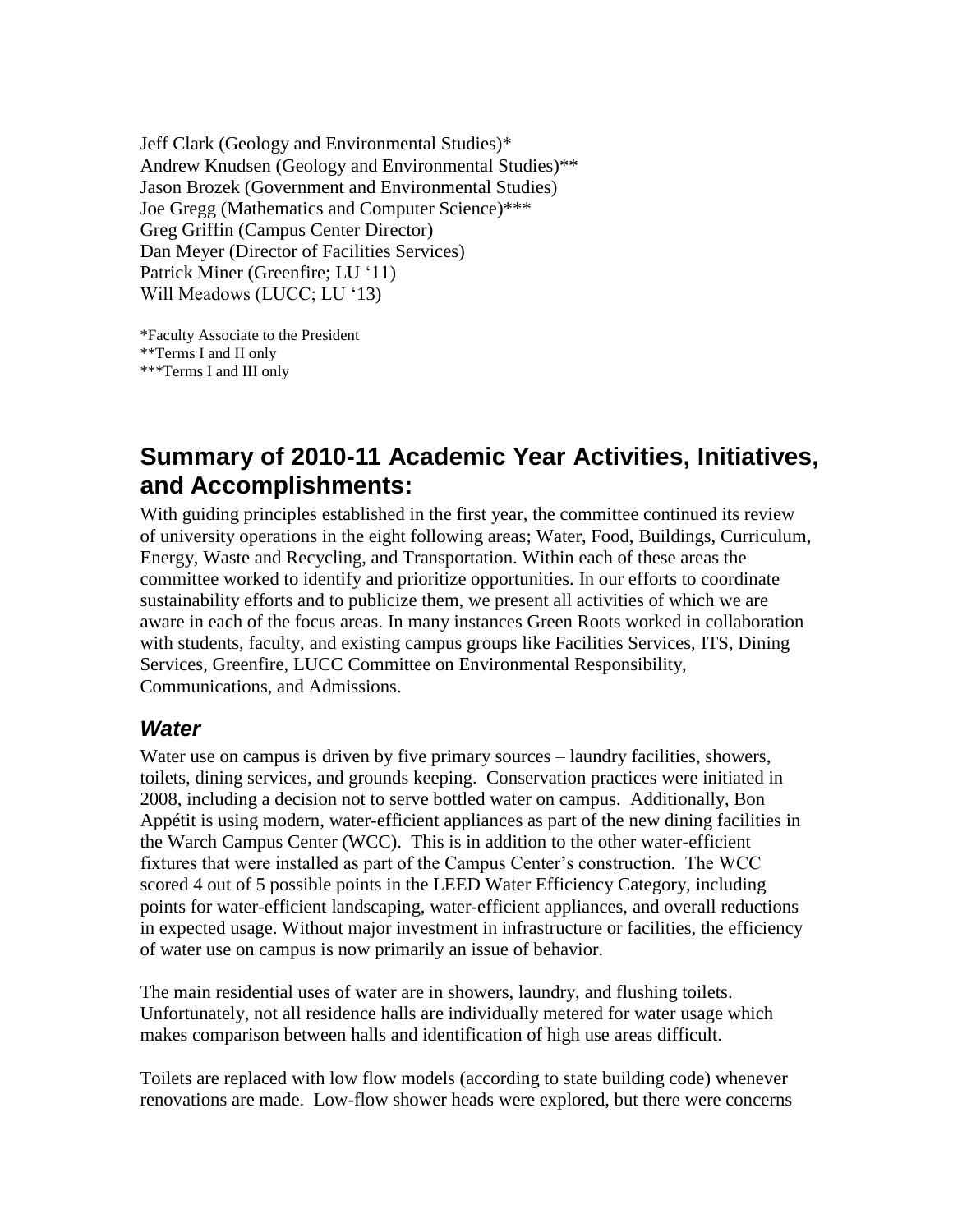Jeff Clark (Geology and Environmental Studies)*
Andrew Knudsen (Geology and Environmental Studies)**
Jason Brozek (Government and Environmental Studies)
Joe Gregg (Mathematics and Computer Science)***
Greg Griffin (Campus Center Director)
Dan Meyer (Director of Facilities Services)
Patrick Miner (Greenfire; LU '11)
Will Meadows (LUCC; LU '13)

*Faculty Associate to the President
**Terms I and II only
***Terms I and III only

## Summary of 2010-11 Academic Year Activities, Initiatives, and Accomplishments:

With guiding principles established in the first year, the committee continued its review of university operations in the eight following areas; Water, Food, Buildings, Curriculum, Energy, Waste and Recycling, and Transportation. Within each of these areas the committee worked to identify and prioritize opportunities. In our efforts to coordinate sustainability efforts and to publicize them, we present all activities of which we are aware in each of the focus areas. In many instances Green Roots worked in collaboration with students, faculty, and existing campus groups like Facilities Services, ITS, Dining Services, Greenfire, LUCC Committee on Environmental Responsibility, Communications, and Admissions.

### *Water*

Water use on campus is driven by five primary sources – laundry facilities, showers, toilets, dining services, and grounds keeping. Conservation practices were initiated in 2008, including a decision not to serve bottled water on campus. Additionally, Bon Appétit is using modern, water-efficient appliances as part of the new dining facilities in the Warch Campus Center (WCC). This is in addition to the other water-efficient fixtures that were installed as part of the Campus Center's construction. The WCC scored 4 out of 5 possible points in the LEED Water Efficiency Category, including points for water-efficient landscaping, water-efficient appliances, and overall reductions in expected usage. Without major investment in infrastructure or facilities, the efficiency of water use on campus is now primarily an issue of behavior.

The main residential uses of water are in showers, laundry, and flushing toilets. Unfortunately, not all residence halls are individually metered for water usage which makes comparison between halls and identification of high use areas difficult.

Toilets are replaced with low flow models (according to state building code) whenever renovations are made. Low-flow shower heads were explored, but there were concerns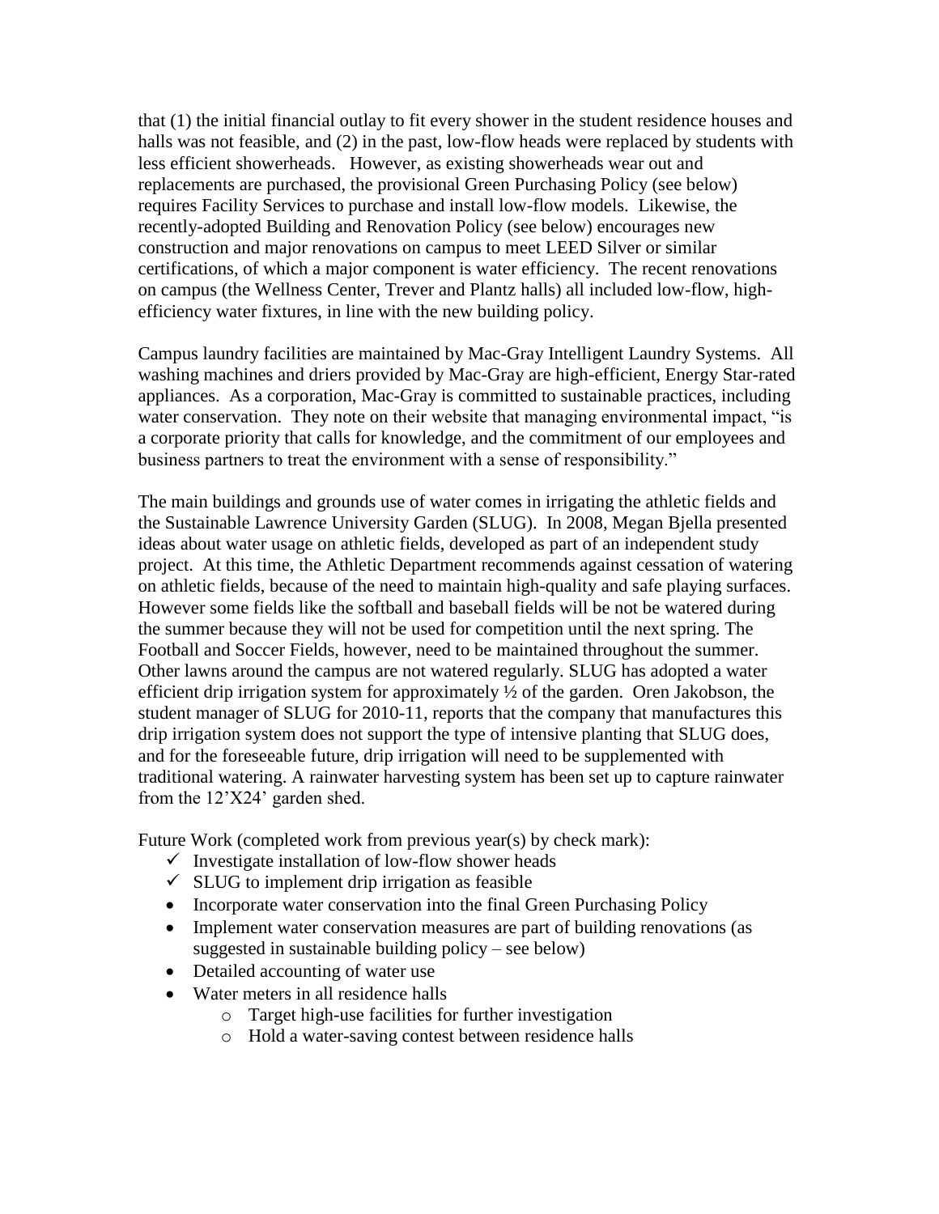that (1) the initial financial outlay to fit every shower in the student residence houses and halls was not feasible, and (2) in the past, low-flow heads were replaced by students with less efficient showerheads. However, as existing showerheads wear out and replacements are purchased, the provisional Green Purchasing Policy (see below) requires Facility Services to purchase and install low-flow models. Likewise, the recently-adopted Building and Renovation Policy (see below) encourages new construction and major renovations on campus to meet LEED Silver or similar certifications, of which a major component is water efficiency. The recent renovations on campus (the Wellness Center, Trever and Plantz halls) all included low-flow, high-efficiency water fixtures, in line with the new building policy.

Campus laundry facilities are maintained by Mac-Gray Intelligent Laundry Systems. All washing machines and driers provided by Mac-Gray are high-efficient, Energy Star-rated appliances. As a corporation, Mac-Gray is committed to sustainable practices, including water conservation. They note on their website that managing environmental impact, "is a corporate priority that calls for knowledge, and the commitment of our employees and business partners to treat the environment with a sense of responsibility."

The main buildings and grounds use of water comes in irrigating the athletic fields and the Sustainable Lawrence University Garden (SLUG). In 2008, Megan Bjella presented ideas about water usage on athletic fields, developed as part of an independent study project. At this time, the Athletic Department recommends against cessation of watering on athletic fields, because of the need to maintain high-quality and safe playing surfaces. However some fields like the softball and baseball fields will be not be watered during the summer because they will not be used for competition until the next spring. The Football and Soccer Fields, however, need to be maintained throughout the summer. Other lawns around the campus are not watered regularly. SLUG has adopted a water efficient drip irrigation system for approximately ½ of the garden. Oren Jakobson, the student manager of SLUG for 2010-11, reports that the company that manufactures this drip irrigation system does not support the type of intensive planting that SLUG does, and for the foreseeable future, drip irrigation will need to be supplemented with traditional watering. A rainwater harvesting system has been set up to capture rainwater from the 12'X24' garden shed.

Future Work (completed work from previous year(s) by check mark):

- ✓ Investigate installation of low-flow shower heads
- ✓ SLUG to implement drip irrigation as feasible
- Incorporate water conservation into the final Green Purchasing Policy
- Implement water conservation measures are part of building renovations (as suggested in sustainable building policy – see below)
- Detailed accounting of water use
- Water meters in all residence halls
    - Target high-use facilities for further investigation
    - Hold a water-saving contest between residence halls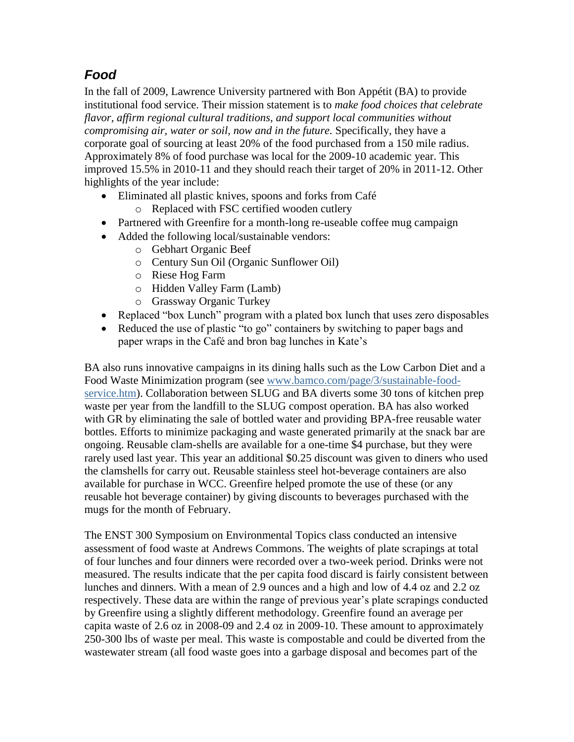## *Food*

In the fall of 2009, Lawrence University partnered with Bon Appétit (BA) to provide institutional food service. Their mission statement is to *make food choices that celebrate flavor, affirm regional cultural traditions, and support local communities without compromising air, water or soil, now and in the future.* Specifically, they have a corporate goal of sourcing at least 20% of the food purchased from a 150 mile radius. Approximately 8% of food purchase was local for the 2009-10 academic year. This improved 15.5% in 2010-11 and they should reach their target of 20% in 2011-12. Other highlights of the year include:

- Eliminated all plastic knives, spoons and forks from Café
  - Replaced with FSC certified wooden cutlery
- Partnered with Greenfire for a month-long re-useable coffee mug campaign
- Added the following local/sustainable vendors:
  - Gebhart Organic Beef
  - Century Sun Oil (Organic Sunflower Oil)
  - Riese Hog Farm
  - Hidden Valley Farm (Lamb)
  - Grassway Organic Turkey
- Replaced "box Lunch" program with a plated box lunch that uses zero disposables
- Reduced the use of plastic "to go" containers by switching to paper bags and paper wraps in the Café and bron bag lunches in Kate's

BA also runs innovative campaigns in its dining halls such as the Low Carbon Diet and a Food Waste Minimization program (see [www.bamco.com/page/3/sustainable-food-service.htm](www.bamco.com/page/3/sustainable-food-service.htm)). Collaboration between SLUG and BA diverts some 30 tons of kitchen prep waste per year from the landfill to the SLUG compost operation. BA has also worked with GR by eliminating the sale of bottled water and providing BPA-free reusable water bottles. Efforts to minimize packaging and waste generated primarily at the snack bar are ongoing. Reusable clam-shells are available for a one-time $4 purchase, but they were rarely used last year. This year an additional $0.25 discount was given to diners who used the clamshells for carry out. Reusable stainless steel hot-beverage containers are also available for purchase in WCC. Greenfire helped promote the use of these (or any reusable hot beverage container) by giving discounts to beverages purchased with the mugs for the month of February.

The ENST 300 Symposium on Environmental Topics class conducted an intensive assessment of food waste at Andrews Commons. The weights of plate scrapings at total of four lunches and four dinners were recorded over a two-week period. Drinks were not measured. The results indicate that the per capita food discard is fairly consistent between lunches and dinners. With a mean of 2.9 ounces and a high and low of 4.4 oz and 2.2 oz respectively. These data are within the range of previous year's plate scrapings conducted by Greenfire using a slightly different methodology. Greenfire found an average per capita waste of 2.6 oz in 2008-09 and 2.4 oz in 2009-10. These amount to approximately 250-300 lbs of waste per meal. This waste is compostable and could be diverted from the wastewater stream (all food waste goes into a garbage disposal and becomes part of the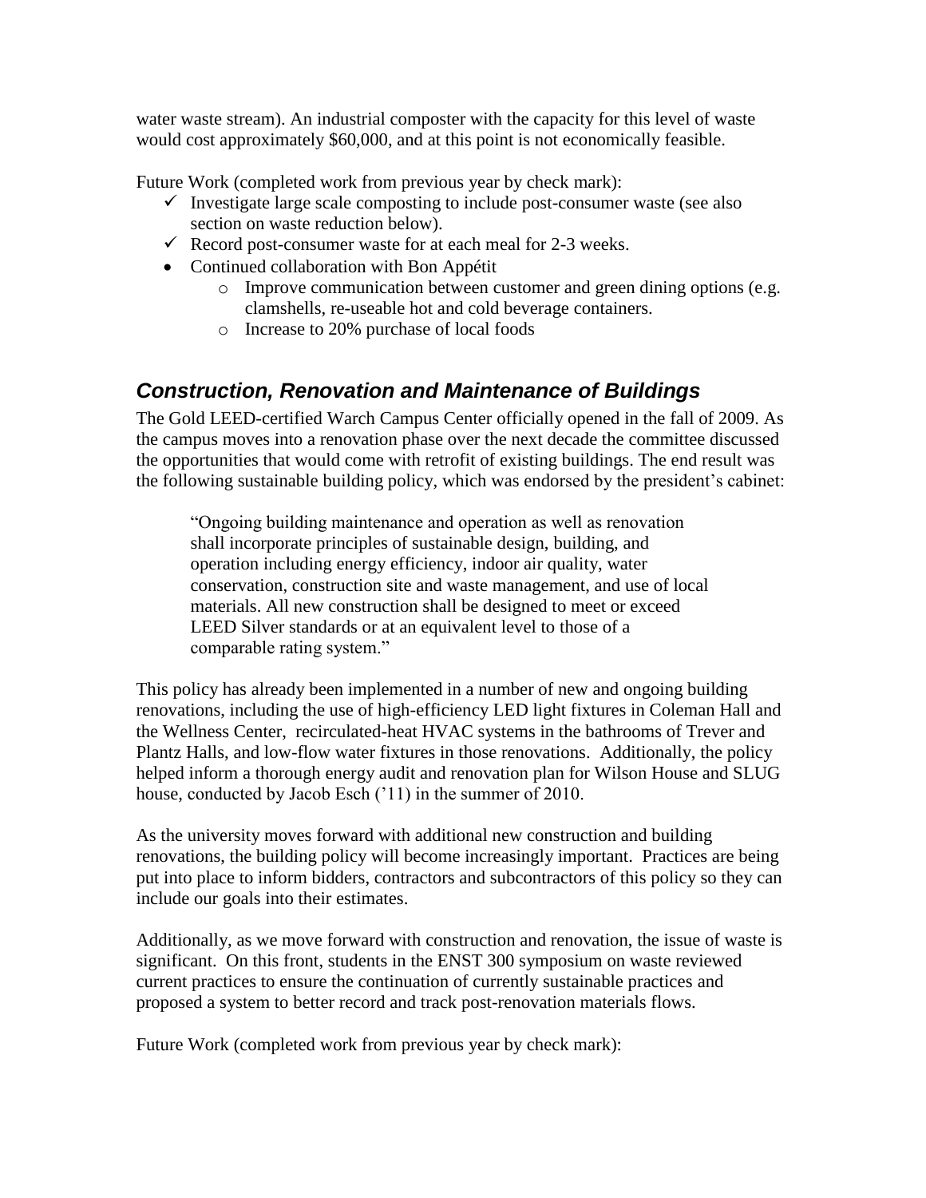water waste stream). An industrial composter with the capacity for this level of waste would cost approximately $60,000, and at this point is not economically feasible.

Future Work (completed work from previous year by check mark):

- ✓ Investigate large scale composting to include post-consumer waste (see also section on waste reduction below).
- ✓ Record post-consumer waste for at each meal for 2-3 weeks.
- Continued collaboration with Bon Appétit
  - Improve communication between customer and green dining options (e.g. clamshells, re-useable hot and cold beverage containers.
  - Increase to 20% purchase of local foods

## *Construction, Renovation and Maintenance of Buildings*

The Gold LEED-certified Warch Campus Center officially opened in the fall of 2009. As the campus moves into a renovation phase over the next decade the committee discussed the opportunities that would come with retrofit of existing buildings. The end result was the following sustainable building policy, which was endorsed by the president's cabinet:

> "Ongoing building maintenance and operation as well as renovation shall incorporate principles of sustainable design, building, and operation including energy efficiency, indoor air quality, water conservation, construction site and waste management, and use of local materials. All new construction shall be designed to meet or exceed LEED Silver standards or at an equivalent level to those of a comparable rating system."

This policy has already been implemented in a number of new and ongoing building renovations, including the use of high-efficiency LED light fixtures in Coleman Hall and the Wellness Center, recirculated-heat HVAC systems in the bathrooms of Trever and Plantz Halls, and low-flow water fixtures in those renovations. Additionally, the policy helped inform a thorough energy audit and renovation plan for Wilson House and SLUG house, conducted by Jacob Esch ('11) in the summer of 2010.

As the university moves forward with additional new construction and building renovations, the building policy will become increasingly important. Practices are being put into place to inform bidders, contractors and subcontractors of this policy so they can include our goals into their estimates.

Additionally, as we move forward with construction and renovation, the issue of waste is significant. On this front, students in the ENST 300 symposium on waste reviewed current practices to ensure the continuation of currently sustainable practices and proposed a system to better record and track post-renovation materials flows.

Future Work (completed work from previous year by check mark):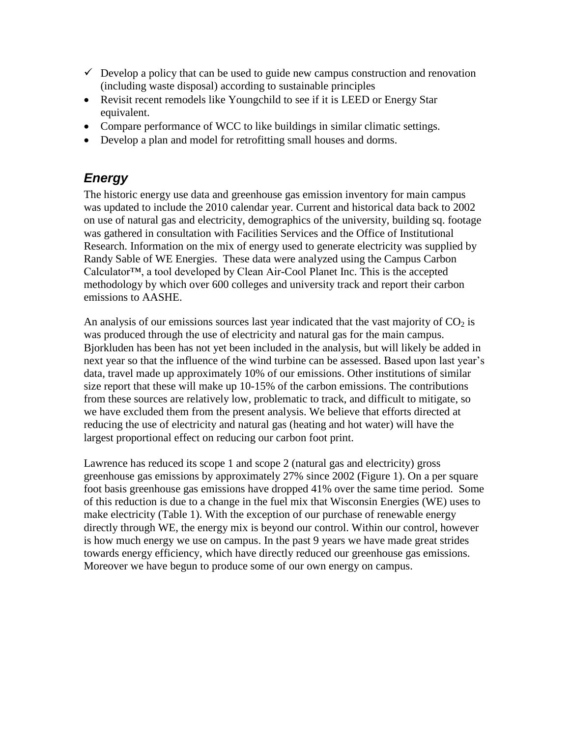- ✓ Develop a policy that can be used to guide new campus construction and renovation (including waste disposal) according to sustainable principles
- Revisit recent remodels like Youngchild to see if it is LEED or Energy Star equivalent.
- Compare performance of WCC to like buildings in similar climatic settings.
- Develop a plan and model for retrofitting small houses and dorms.

## *Energy*

The historic energy use data and greenhouse gas emission inventory for main campus was updated to include the 2010 calendar year. Current and historical data back to 2002 on use of natural gas and electricity, demographics of the university, building sq. footage was gathered in consultation with Facilities Services and the Office of Institutional Research. Information on the mix of energy used to generate electricity was supplied by Randy Sable of WE Energies. These data were analyzed using the Campus Carbon Calculator™, a tool developed by Clean Air-Cool Planet Inc. This is the accepted methodology by which over 600 colleges and university track and report their carbon emissions to AASHE.

An analysis of our emissions sources last year indicated that the vast majority of $CO_2$ is was produced through the use of electricity and natural gas for the main campus. Bjorkluden has been has not yet been included in the analysis, but will likely be added in next year so that the influence of the wind turbine can be assessed. Based upon last year's data, travel made up approximately 10% of our emissions. Other institutions of similar size report that these will make up 10-15% of the carbon emissions. The contributions from these sources are relatively low, problematic to track, and difficult to mitigate, so we have excluded them from the present analysis. We believe that efforts directed at reducing the use of electricity and natural gas (heating and hot water) will have the largest proportional effect on reducing our carbon foot print.

Lawrence has reduced its scope 1 and scope 2 (natural gas and electricity) gross greenhouse gas emissions by approximately 27% since 2002 (Figure 1). On a per square foot basis greenhouse gas emissions have dropped 41% over the same time period. Some of this reduction is due to a change in the fuel mix that Wisconsin Energies (WE) uses to make electricity (Table 1). With the exception of our purchase of renewable energy directly through WE, the energy mix is beyond our control. Within our control, however is how much energy we use on campus. In the past 9 years we have made great strides towards energy efficiency, which have directly reduced our greenhouse gas emissions. Moreover we have begun to produce some of our own energy on campus.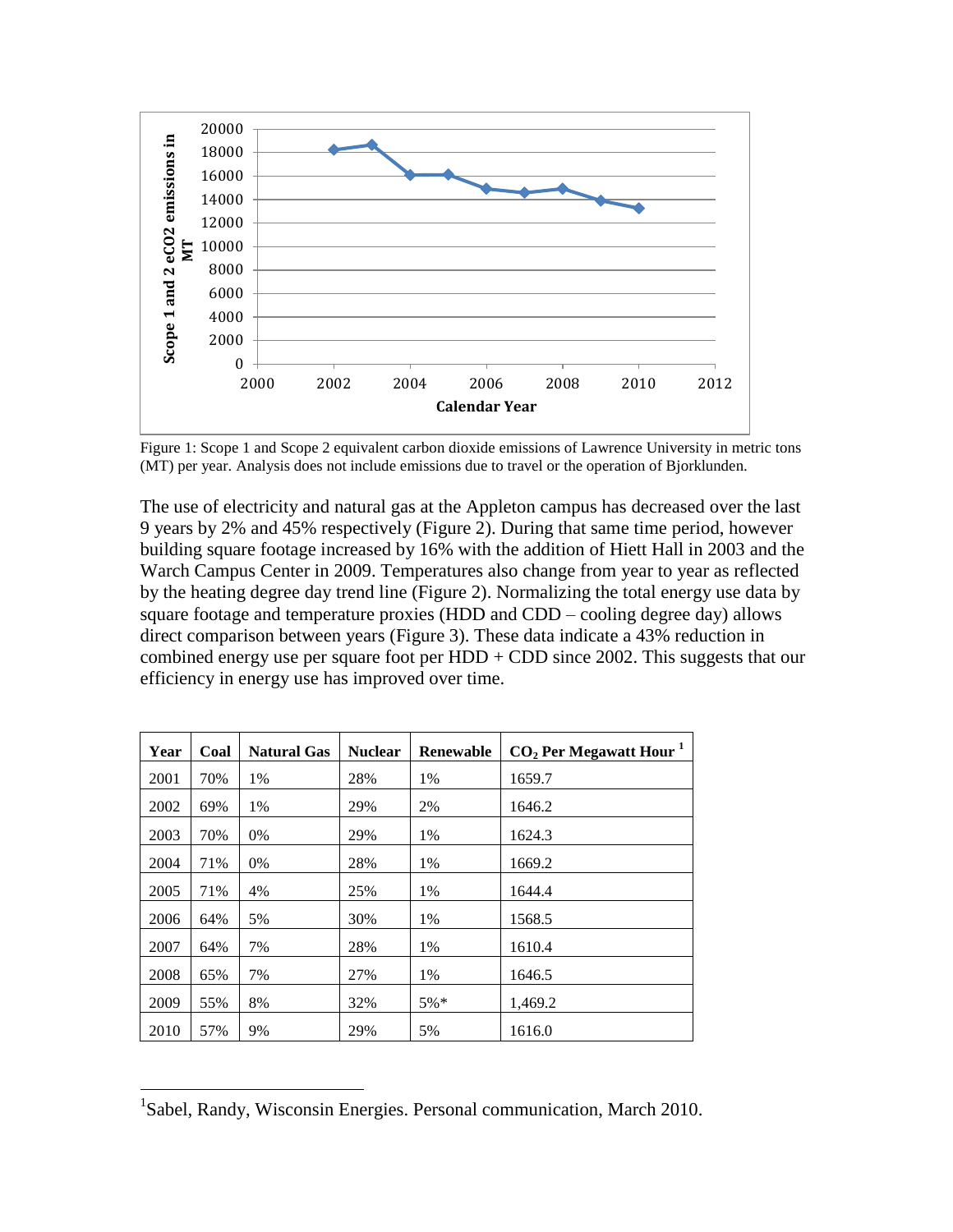Figure 1: Scope 1 and Scope 2 equivalent carbon dioxide emissions of Lawrence University in metric tons (MT) per year. Analysis does not include emissions due to travel or the operation of Bjorklunden.

The use of electricity and natural gas at the Appleton campus has decreased over the last 9 years by 2% and 45% respectively (Figure 2). During that same time period, however building square footage increased by 16% with the addition of Hiett Hall in 2003 and the Warch Campus Center in 2009. Temperatures also change from year to year as reflected by the heating degree day trend line (Figure 2). Normalizing the total energy use data by square footage and temperature proxies (HDD and CDD – cooling degree day) allows direct comparison between years (Figure 3). These data indicate a 43% reduction in combined energy use per square foot per HDD + CDD since 2002. This suggests that our efficiency in energy use has improved over time.

| Year | Coal | Natural Gas | Nuclear | Renewable | $CO_2$ Per Megawatt Hour [1] |
|---|---|---|---|---|---|
| 2001 | 70% | 1% | 28% | 1% | 1659.7 |
| 2002 | 69% | 1% | 29% | 2% | 1646.2 |
| 2003 | 70% | 0% | 29% | 1% | 1624.3 |
| 2004 | 71% | 0% | 28% | 1% | 1669.2 |
| 2005 | 71% | 4% | 25% | 1% | 1644.4 |
| 2006 | 64% | 5% | 30% | 1% | 1568.5 |
| 2007 | 64% | 7% | 28% | 1% | 1610.4 |
| 2008 | 65% | 7% | 27% | 1% | 1646.5 |
| 2009 | 55% | 8% | 32% | 5%* | 1,469.2 |
| 2010 | 57% | 9% | 29% | 5% | 1616.0 |

[1] Sabel, Randy, Wisconsin Energies. Personal communication, March 2010.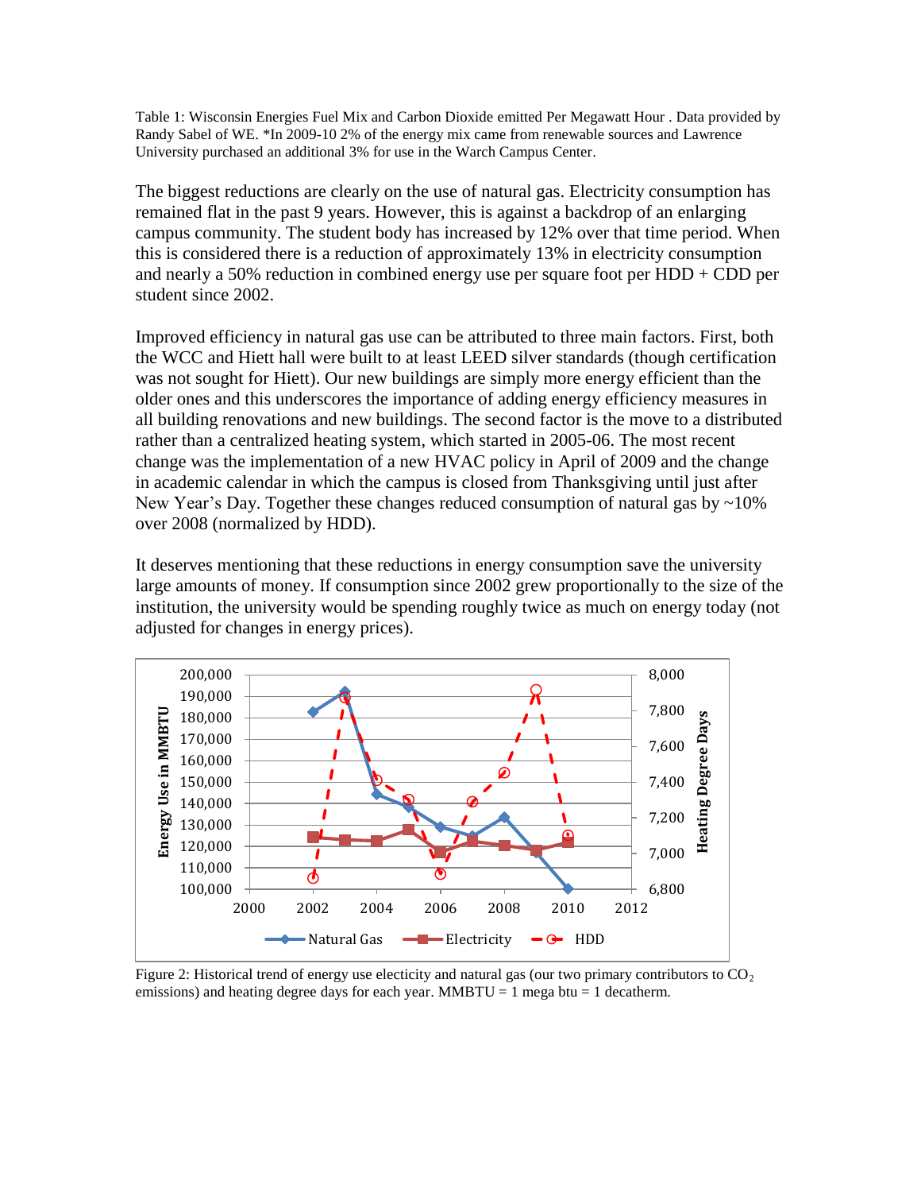Table 1: Wisconsin Energies Fuel Mix and Carbon Dioxide emitted Per Megawatt Hour . Data provided by Randy Sabel of WE. *In 2009-10 2% of the energy mix came from renewable sources and Lawrence University purchased an additional 3% for use in the Warch Campus Center.

The biggest reductions are clearly on the use of natural gas. Electricity consumption has remained flat in the past 9 years. However, this is against a backdrop of an enlarging campus community. The student body has increased by 12% over that time period. When this is considered there is a reduction of approximately 13% in electricity consumption and nearly a 50% reduction in combined energy use per square foot per HDD + CDD per student since 2002.

Improved efficiency in natural gas use can be attributed to three main factors. First, both the WCC and Hiett hall were built to at least LEED silver standards (though certification was not sought for Hiett). Our new buildings are simply more energy efficient than the older ones and this underscores the importance of adding energy efficiency measures in all building renovations and new buildings. The second factor is the move to a distributed rather than a centralized heating system, which started in 2005-06. The most recent change was the implementation of a new HVAC policy in April of 2009 and the change in academic calendar in which the campus is closed from Thanksgiving until just after New Year's Day. Together these changes reduced consumption of natural gas by ~10% over 2008 (normalized by HDD).

It deserves mentioning that these reductions in energy consumption save the university large amounts of money. If consumption since 2002 grew proportionally to the size of the institution, the university would be spending roughly twice as much on energy today (not adjusted for changes in energy prices).

Figure 2: Historical trend of energy use electicity and natural gas (our two primary contributors to $CO_2$ emissions) and heating degree days for each year. MMBTU = 1 mega btu = 1 decatherm.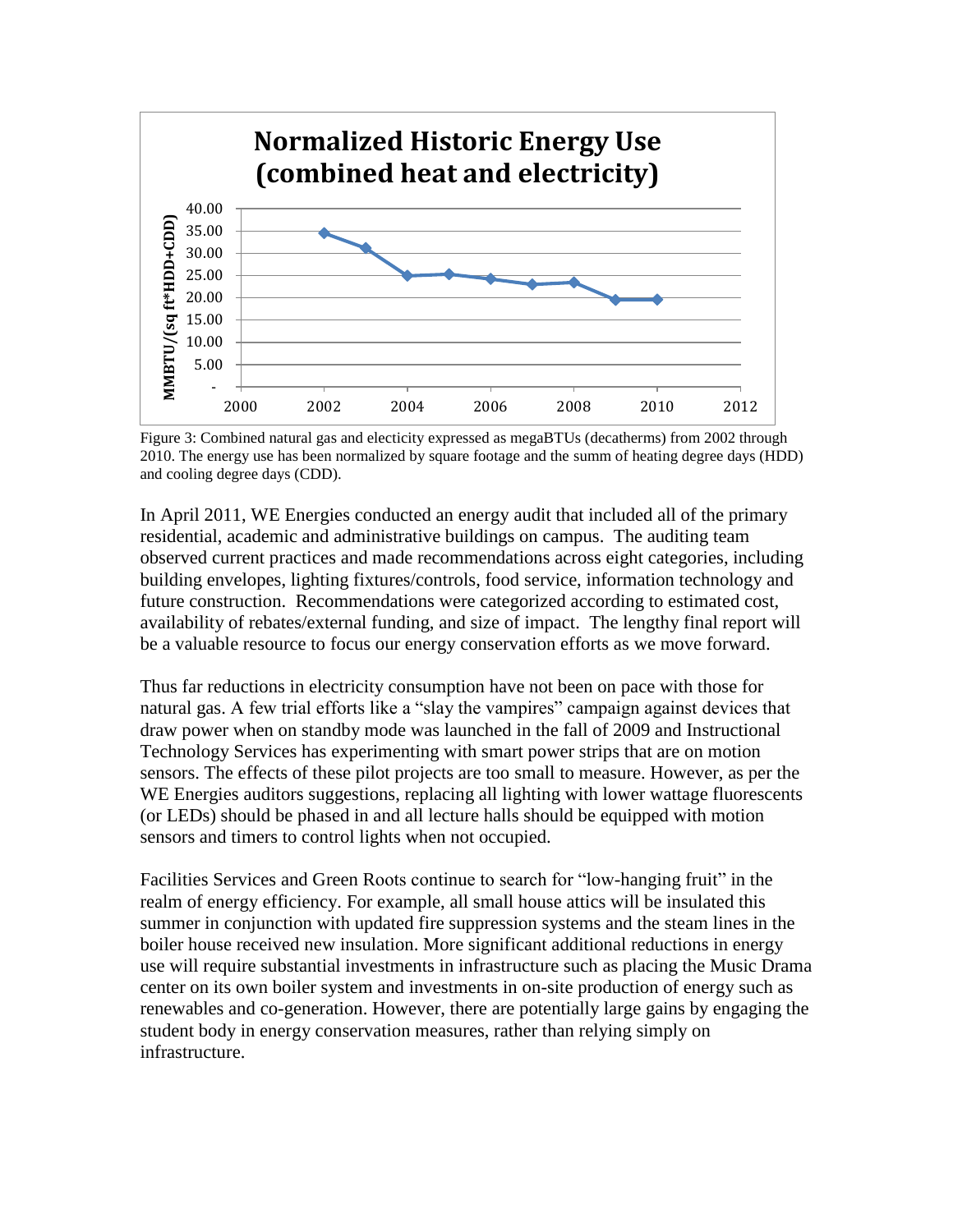Figure 3: Combined natural gas and electicity expressed as megaBTUs (decatherms) from 2002 through 2010. The energy use has been normalized by square footage and the summ of heating degree days (HDD) and cooling degree days (CDD).

In April 2011, WE Energies conducted an energy audit that included all of the primary residential, academic and administrative buildings on campus. The auditing team observed current practices and made recommendations across eight categories, including building envelopes, lighting fixtures/controls, food service, information technology and future construction. Recommendations were categorized according to estimated cost, availability of rebates/external funding, and size of impact. The lengthy final report will be a valuable resource to focus our energy conservation efforts as we move forward.

Thus far reductions in electricity consumption have not been on pace with those for natural gas. A few trial efforts like a "slay the vampires" campaign against devices that draw power when on standby mode was launched in the fall of 2009 and Instructional Technology Services has experimenting with smart power strips that are on motion sensors. The effects of these pilot projects are too small to measure. However, as per the WE Energies auditors suggestions, replacing all lighting with lower wattage fluorescents (or LEDs) should be phased in and all lecture halls should be equipped with motion sensors and timers to control lights when not occupied.

Facilities Services and Green Roots continue to search for "low-hanging fruit" in the realm of energy efficiency. For example, all small house attics will be insulated this summer in conjunction with updated fire suppression systems and the steam lines in the boiler house received new insulation. More significant additional reductions in energy use will require substantial investments in infrastructure such as placing the Music Drama center on its own boiler system and investments in on-site production of energy such as renewables and co-generation. However, there are potentially large gains by engaging the student body in energy conservation measures, rather than relying simply on infrastructure.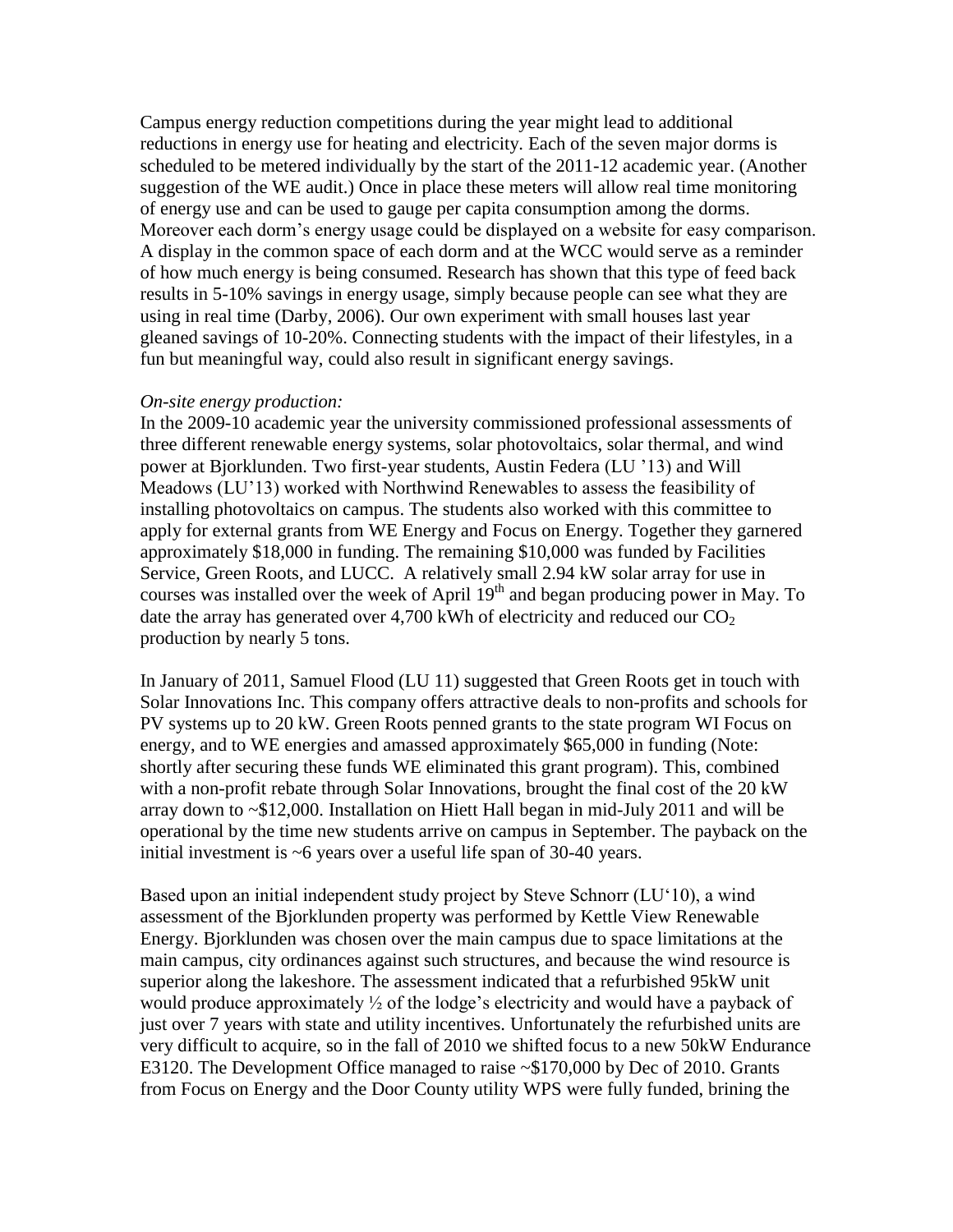Campus energy reduction competitions during the year might lead to additional reductions in energy use for heating and electricity. Each of the seven major dorms is scheduled to be metered individually by the start of the 2011-12 academic year. (Another suggestion of the WE audit.) Once in place these meters will allow real time monitoring of energy use and can be used to gauge per capita consumption among the dorms. Moreover each dorm's energy usage could be displayed on a website for easy comparison. A display in the common space of each dorm and at the WCC would serve as a reminder of how much energy is being consumed. Research has shown that this type of feed back results in 5-10% savings in energy usage, simply because people can see what they are using in real time (Darby, 2006). Our own experiment with small houses last year gleaned savings of 10-20%. Connecting students with the impact of their lifestyles, in a fun but meaningful way, could also result in significant energy savings.

*On-site energy production:*

In the 2009-10 academic year the university commissioned professional assessments of three different renewable energy systems, solar photovoltaics, solar thermal, and wind power at Bjorklunden. Two first-year students, Austin Federa (LU '13) and Will Meadows (LU'13) worked with Northwind Renewables to assess the feasibility of installing photovoltaics on campus. The students also worked with this committee to apply for external grants from WE Energy and Focus on Energy. Together they garnered approximately $18,000 in funding. The remaining $10,000 was funded by Facilities Service, Green Roots, and LUCC. A relatively small 2.94 kW solar array for use in courses was installed over the week of April 19th and began producing power in May. To date the array has generated over 4,700 kWh of electricity and reduced our $CO_2$ production by nearly 5 tons.

In January of 2011, Samuel Flood (LU 11) suggested that Green Roots get in touch with Solar Innovations Inc. This company offers attractive deals to non-profits and schools for PV systems up to 20 kW. Green Roots penned grants to the state program WI Focus on energy, and to WE energies and amassed approximately $65,000 in funding (Note: shortly after securing these funds WE eliminated this grant program). This, combined with a non-profit rebate through Solar Innovations, brought the final cost of the 20 kW array down to ~$12,000. Installation on Hiett Hall began in mid-July 2011 and will be operational by the time new students arrive on campus in September. The payback on the initial investment is ~6 years over a useful life span of 30-40 years.

Based upon an initial independent study project by Steve Schnorr (LU'10), a wind assessment of the Bjorklunden property was performed by Kettle View Renewable Energy. Bjorklunden was chosen over the main campus due to space limitations at the main campus, city ordinances against such structures, and because the wind resource is superior along the lakeshore. The assessment indicated that a refurbished 95kW unit would produce approximately ½ of the lodge's electricity and would have a payback of just over 7 years with state and utility incentives. Unfortunately the refurbished units are very difficult to acquire, so in the fall of 2010 we shifted focus to a new 50kW Endurance E3120. The Development Office managed to raise ~$170,000 by Dec of 2010. Grants from Focus on Energy and the Door County utility WPS were fully funded, brining the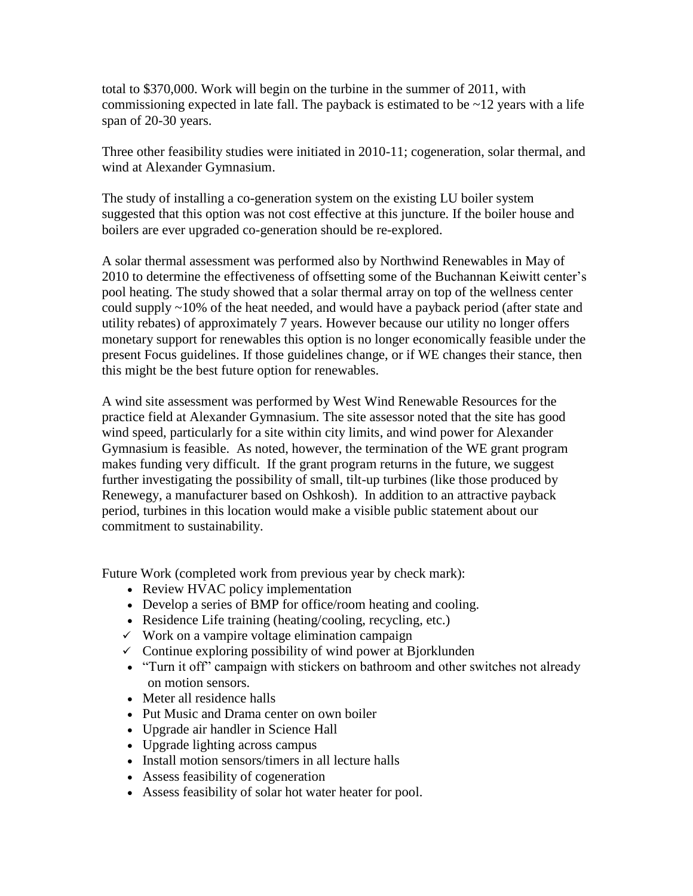total to $370,000. Work will begin on the turbine in the summer of 2011, with commissioning expected in late fall. The payback is estimated to be ~12 years with a life span of 20-30 years.

Three other feasibility studies were initiated in 2010-11; cogeneration, solar thermal, and wind at Alexander Gymnasium.

The study of installing a co-generation system on the existing LU boiler system suggested that this option was not cost effective at this juncture. If the boiler house and boilers are ever upgraded co-generation should be re-explored.

A solar thermal assessment was performed also by Northwind Renewables in May of 2010 to determine the effectiveness of offsetting some of the Buchannan Keiwitt center's pool heating. The study showed that a solar thermal array on top of the wellness center could supply ~10% of the heat needed, and would have a payback period (after state and utility rebates) of approximately 7 years. However because our utility no longer offers monetary support for renewables this option is no longer economically feasible under the present Focus guidelines. If those guidelines change, or if WE changes their stance, then this might be the best future option for renewables.

A wind site assessment was performed by West Wind Renewable Resources for the practice field at Alexander Gymnasium. The site assessor noted that the site has good wind speed, particularly for a site within city limits, and wind power for Alexander Gymnasium is feasible. As noted, however, the termination of the WE grant program makes funding very difficult. If the grant program returns in the future, we suggest further investigating the possibility of small, tilt-up turbines (like those produced by Renewegy, a manufacturer based on Oshkosh). In addition to an attractive payback period, turbines in this location would make a visible public statement about our commitment to sustainability.

Future Work (completed work from previous year by check mark):

- Review HVAC policy implementation
- Develop a series of BMP for office/room heating and cooling.
- Residence Life training (heating/cooling, recycling, etc.)
- ✓ Work on a vampire voltage elimination campaign
- ✓ Continue exploring possibility of wind power at Bjorklunden
- "Turn it off" campaign with stickers on bathroom and other switches not already on motion sensors.
- Meter all residence halls
- Put Music and Drama center on own boiler
- Upgrade air handler in Science Hall
- Upgrade lighting across campus
- Install motion sensors/timers in all lecture halls
- Assess feasibility of cogeneration
- Assess feasibility of solar hot water heater for pool.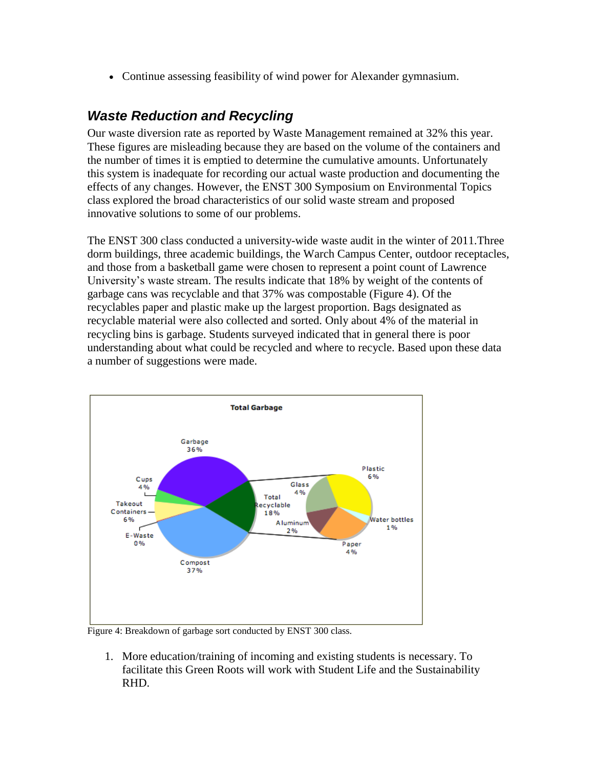- Continue assessing feasibility of wind power for Alexander gymnasium.

## *Waste Reduction and Recycling*

Our waste diversion rate as reported by Waste Management remained at 32% this year. These figures are misleading because they are based on the volume of the containers and the number of times it is emptied to determine the cumulative amounts. Unfortunately this system is inadequate for recording our actual waste production and documenting the effects of any changes. However, the ENST 300 Symposium on Environmental Topics class explored the broad characteristics of our solid waste stream and proposed innovative solutions to some of our problems.

The ENST 300 class conducted a university-wide waste audit in the winter of 2011.Three dorm buildings, three academic buildings, the Warch Campus Center, outdoor receptacles, and those from a basketball game were chosen to represent a point count of Lawrence University's waste stream. The results indicate that 18% by weight of the contents of garbage cans was recyclable and that 37% was compostable (Figure 4). Of the recyclables paper and plastic make up the largest proportion. Bags designated as recyclable material were also collected and sorted. Only about 4% of the material in recycling bins is garbage. Students surveyed indicated that in general there is poor understanding about what could be recycled and where to recycle. Based upon these data a number of suggestions were made.

Total Garbage

Garbage 36%, Cups 4%, Takeout Containers 6%, E-Waste 0%, Compost 37%, Total Recyclable 18%: Glass 4%, Plastic 6%, Water bottles 1%, Paper 4%, Aluminum 2%

Figure 4: Breakdown of garbage sort conducted by ENST 300 class.

1. More education/training of incoming and existing students is necessary. To facilitate this Green Roots will work with Student Life and the Sustainability RHD.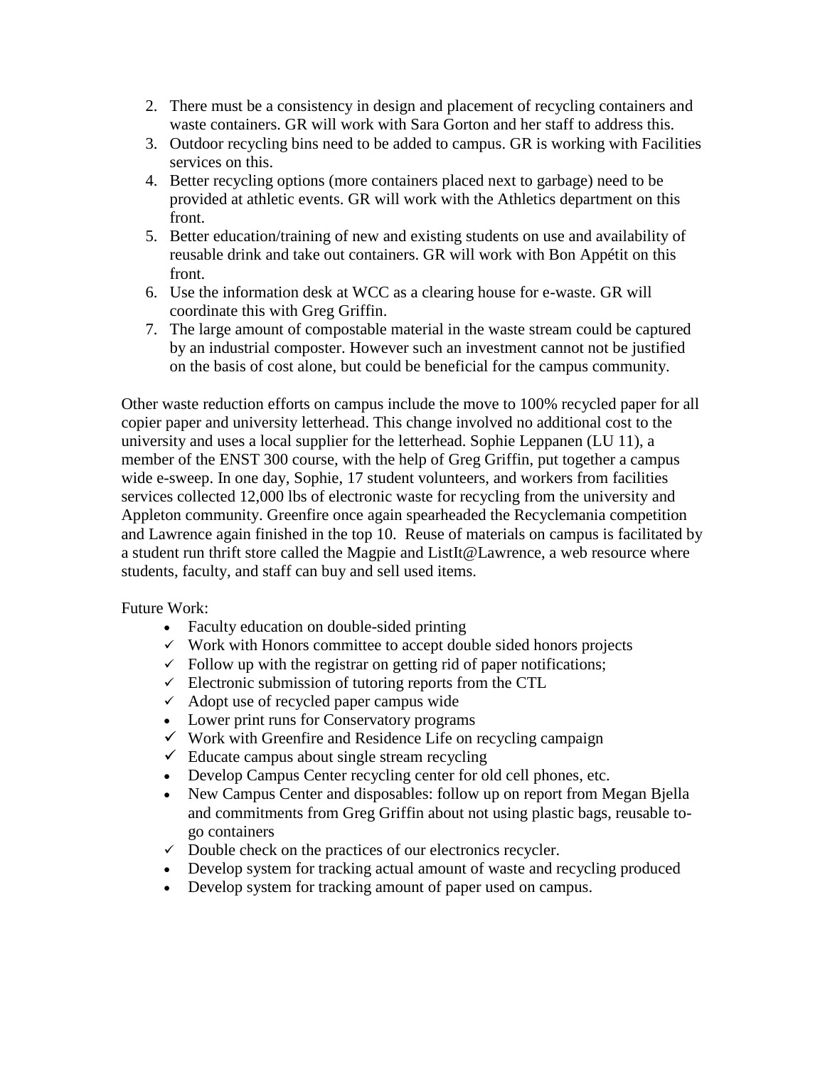2. There must be a consistency in design and placement of recycling containers and waste containers. GR will work with Sara Gorton and her staff to address this.
3. Outdoor recycling bins need to be added to campus. GR is working with Facilities services on this.
4. Better recycling options (more containers placed next to garbage) need to be provided at athletic events. GR will work with the Athletics department on this front.
5. Better education/training of new and existing students on use and availability of reusable drink and take out containers. GR will work with Bon Appétit on this front.
6. Use the information desk at WCC as a clearing house for e-waste. GR will coordinate this with Greg Griffin.
7. The large amount of compostable material in the waste stream could be captured by an industrial composter. However such an investment cannot not be justified on the basis of cost alone, but could be beneficial for the campus community.

Other waste reduction efforts on campus include the move to 100% recycled paper for all copier paper and university letterhead. This change involved no additional cost to the university and uses a local supplier for the letterhead. Sophie Leppanen (LU 11), a member of the ENST 300 course, with the help of Greg Griffin, put together a campus wide e-sweep. In one day, Sophie, 17 student volunteers, and workers from facilities services collected 12,000 lbs of electronic waste for recycling from the university and Appleton community. Greenfire once again spearheaded the Recyclemania competition and Lawrence again finished in the top 10. Reuse of materials on campus is facilitated by a student run thrift store called the Magpie and ListIt@Lawrence, a web resource where students, faculty, and staff can buy and sell used items.

Future Work:

- Faculty education on double-sided printing
- ✓ Work with Honors committee to accept double sided honors projects
- ✓ Follow up with the registrar on getting rid of paper notifications;
- ✓ Electronic submission of tutoring reports from the CTL
- ✓ Adopt use of recycled paper campus wide
- Lower print runs for Conservatory programs
- ✓ Work with Greenfire and Residence Life on recycling campaign
- ✓ Educate campus about single stream recycling
- Develop Campus Center recycling center for old cell phones, etc.
- New Campus Center and disposables: follow up on report from Megan Bjella and commitments from Greg Griffin about not using plastic bags, reusable to-go containers
- ✓ Double check on the practices of our electronics recycler.
- Develop system for tracking actual amount of waste and recycling produced
- Develop system for tracking amount of paper used on campus.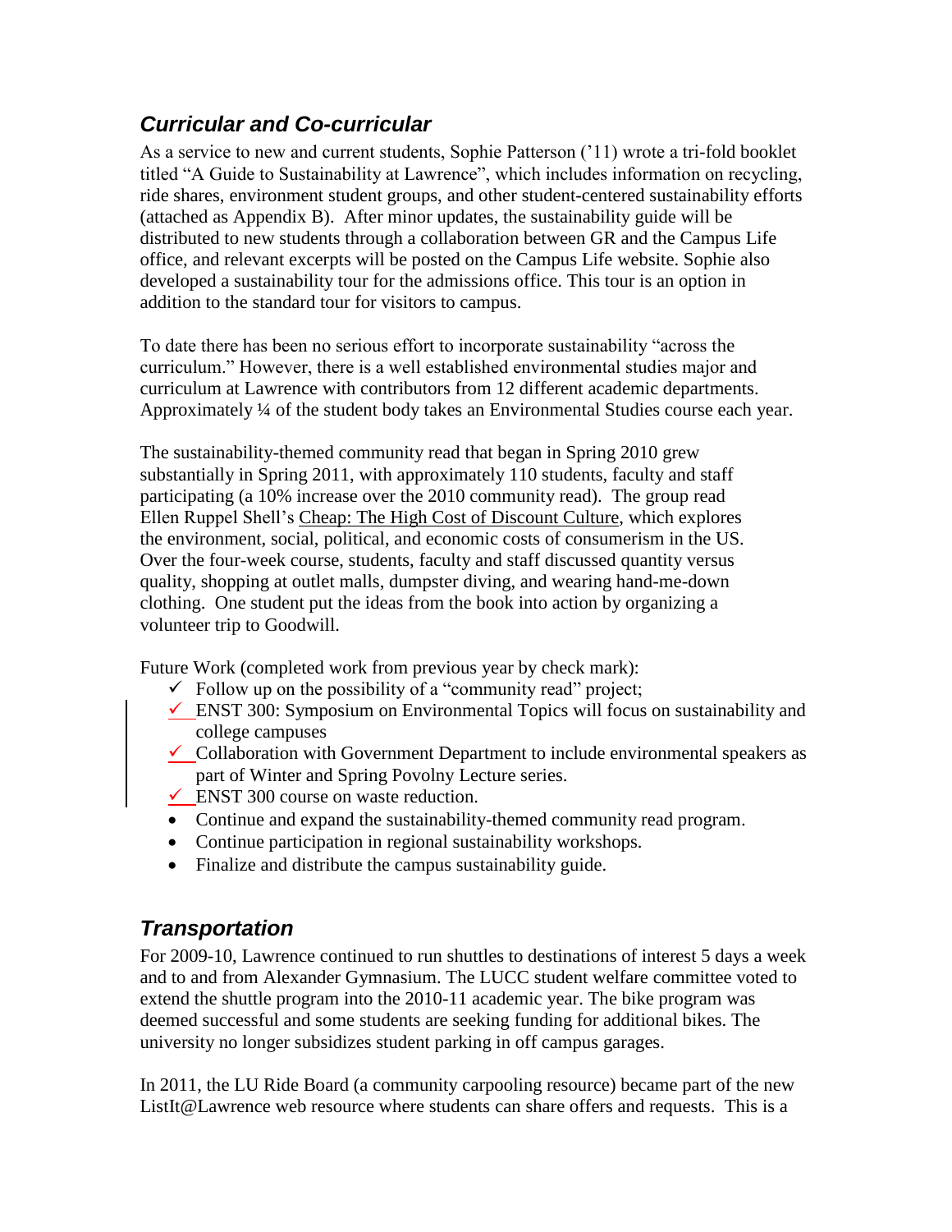## *Curricular and Co-curricular*

As a service to new and current students, Sophie Patterson ('11) wrote a tri-fold booklet titled "A Guide to Sustainability at Lawrence", which includes information on recycling, ride shares, environment student groups, and other student-centered sustainability efforts (attached as Appendix B). After minor updates, the sustainability guide will be distributed to new students through a collaboration between GR and the Campus Life office, and relevant excerpts will be posted on the Campus Life website. Sophie also developed a sustainability tour for the admissions office. This tour is an option in addition to the standard tour for visitors to campus.

To date there has been no serious effort to incorporate sustainability "across the curriculum." However, there is a well established environmental studies major and curriculum at Lawrence with contributors from 12 different academic departments. Approximately ¼ of the student body takes an Environmental Studies course each year.

The sustainability-themed community read that began in Spring 2010 grew substantially in Spring 2011, with approximately 110 students, faculty and staff participating (a 10% increase over the 2010 community read). The group read Ellen Ruppel Shell's Cheap: The High Cost of Discount Culture, which explores the environment, social, political, and economic costs of consumerism in the US. Over the four-week course, students, faculty and staff discussed quantity versus quality, shopping at outlet malls, dumpster diving, and wearing hand-me-down clothing. One student put the ideas from the book into action by organizing a volunteer trip to Goodwill.

Future Work (completed work from previous year by check mark):

- ✓ Follow up on the possibility of a "community read" project;
- ✓ ENST 300: Symposium on Environmental Topics will focus on sustainability and college campuses
- ✓ Collaboration with Government Department to include environmental speakers as part of Winter and Spring Povolny Lecture series.
- ✓ ENST 300 course on waste reduction.
- Continue and expand the sustainability-themed community read program.
- Continue participation in regional sustainability workshops.
- Finalize and distribute the campus sustainability guide.

## *Transportation*

For 2009-10, Lawrence continued to run shuttles to destinations of interest 5 days a week and to and from Alexander Gymnasium. The LUCC student welfare committee voted to extend the shuttle program into the 2010-11 academic year. The bike program was deemed successful and some students are seeking funding for additional bikes. The university no longer subsidizes student parking in off campus garages.

In 2011, the LU Ride Board (a community carpooling resource) became part of the new ListIt@Lawrence web resource where students can share offers and requests. This is a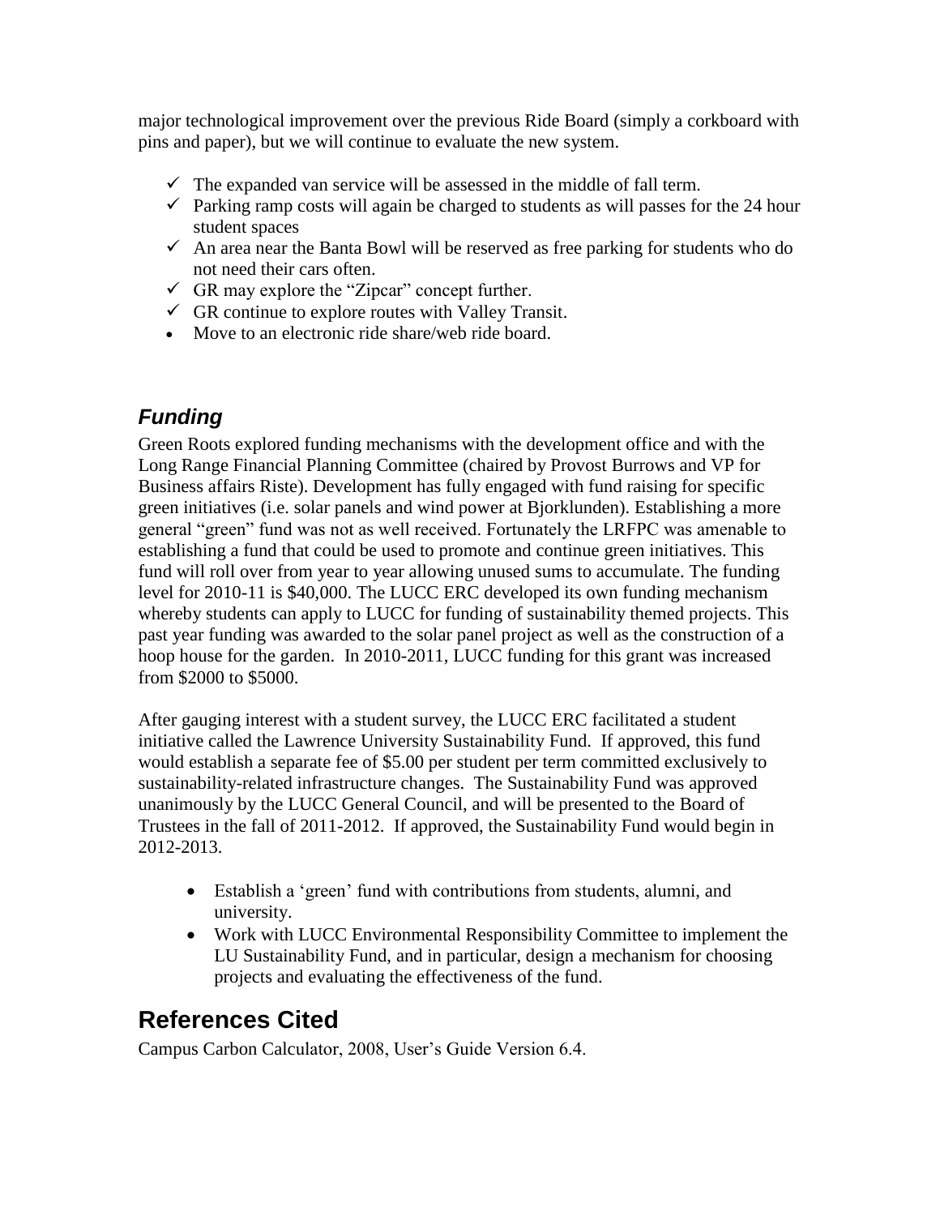major technological improvement over the previous Ride Board (simply a corkboard with pins and paper), but we will continue to evaluate the new system.

- ✓ The expanded van service will be assessed in the middle of fall term.
- ✓ Parking ramp costs will again be charged to students as will passes for the 24 hour student spaces
- ✓ An area near the Banta Bowl will be reserved as free parking for students who do not need their cars often.
- ✓ GR may explore the "Zipcar" concept further.
- ✓ GR continue to explore routes with Valley Transit.
- Move to an electronic ride share/web ride board.

### *Funding*

Green Roots explored funding mechanisms with the development office and with the Long Range Financial Planning Committee (chaired by Provost Burrows and VP for Business affairs Riste). Development has fully engaged with fund raising for specific green initiatives (i.e. solar panels and wind power at Bjorklunden). Establishing a more general "green" fund was not as well received. Fortunately the LRFPC was amenable to establishing a fund that could be used to promote and continue green initiatives. This fund will roll over from year to year allowing unused sums to accumulate. The funding level for 2010-11 is $40,000. The LUCC ERC developed its own funding mechanism whereby students can apply to LUCC for funding of sustainability themed projects. This past year funding was awarded to the solar panel project as well as the construction of a hoop house for the garden. In 2010-2011, LUCC funding for this grant was increased from $2000 to $5000.

After gauging interest with a student survey, the LUCC ERC facilitated a student initiative called the Lawrence University Sustainability Fund. If approved, this fund would establish a separate fee of $5.00 per student per term committed exclusively to sustainability-related infrastructure changes. The Sustainability Fund was approved unanimously by the LUCC General Council, and will be presented to the Board of Trustees in the fall of 2011-2012. If approved, the Sustainability Fund would begin in 2012-2013.

- Establish a 'green' fund with contributions from students, alumni, and university.
- Work with LUCC Environmental Responsibility Committee to implement the LU Sustainability Fund, and in particular, design a mechanism for choosing projects and evaluating the effectiveness of the fund.

## References Cited

Campus Carbon Calculator, 2008, User's Guide Version 6.4.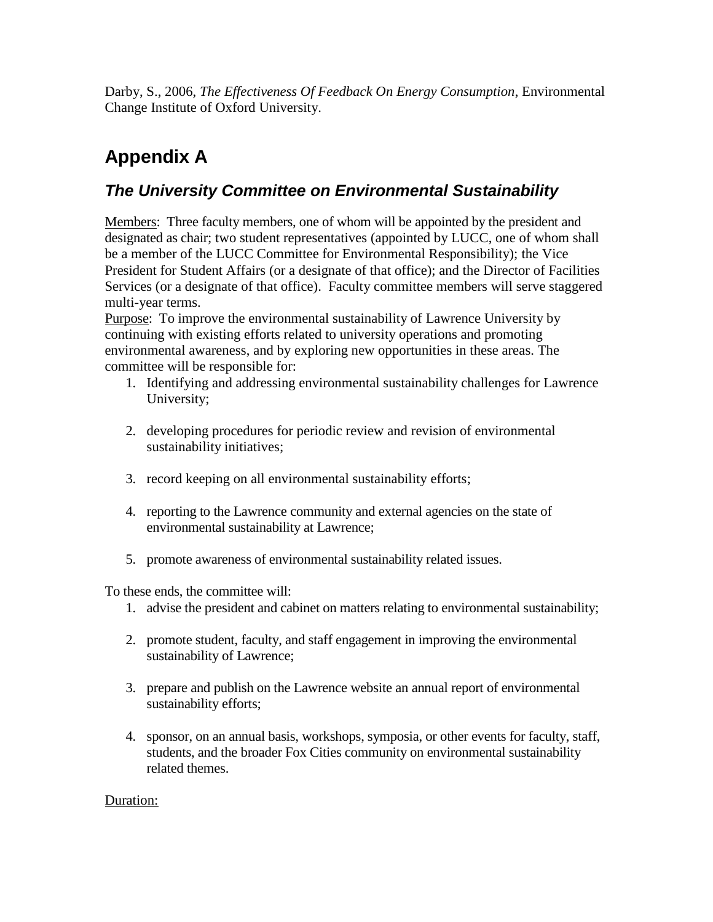Darby, S., 2006, *The Effectiveness Of Feedback On Energy Consumption*, Environmental Change Institute of Oxford University.

# Appendix A

## *The University Committee on Environmental Sustainability*

Members: Three faculty members, one of whom will be appointed by the president and designated as chair; two student representatives (appointed by LUCC, one of whom shall be a member of the LUCC Committee for Environmental Responsibility); the Vice President for Student Affairs (or a designate of that office); and the Director of Facilities Services (or a designate of that office). Faculty committee members will serve staggered multi-year terms.

Purpose: To improve the environmental sustainability of Lawrence University by continuing with existing efforts related to university operations and promoting environmental awareness, and by exploring new opportunities in these areas. The committee will be responsible for:

1. Identifying and addressing environmental sustainability challenges for Lawrence University;
2. developing procedures for periodic review and revision of environmental sustainability initiatives;
3. record keeping on all environmental sustainability efforts;
4. reporting to the Lawrence community and external agencies on the state of environmental sustainability at Lawrence;
5. promote awareness of environmental sustainability related issues.

To these ends, the committee will:

1. advise the president and cabinet on matters relating to environmental sustainability;
2. promote student, faculty, and staff engagement in improving the environmental sustainability of Lawrence;
3. prepare and publish on the Lawrence website an annual report of environmental sustainability efforts;
4. sponsor, on an annual basis, workshops, symposia, or other events for faculty, staff, students, and the broader Fox Cities community on environmental sustainability related themes.

Duration: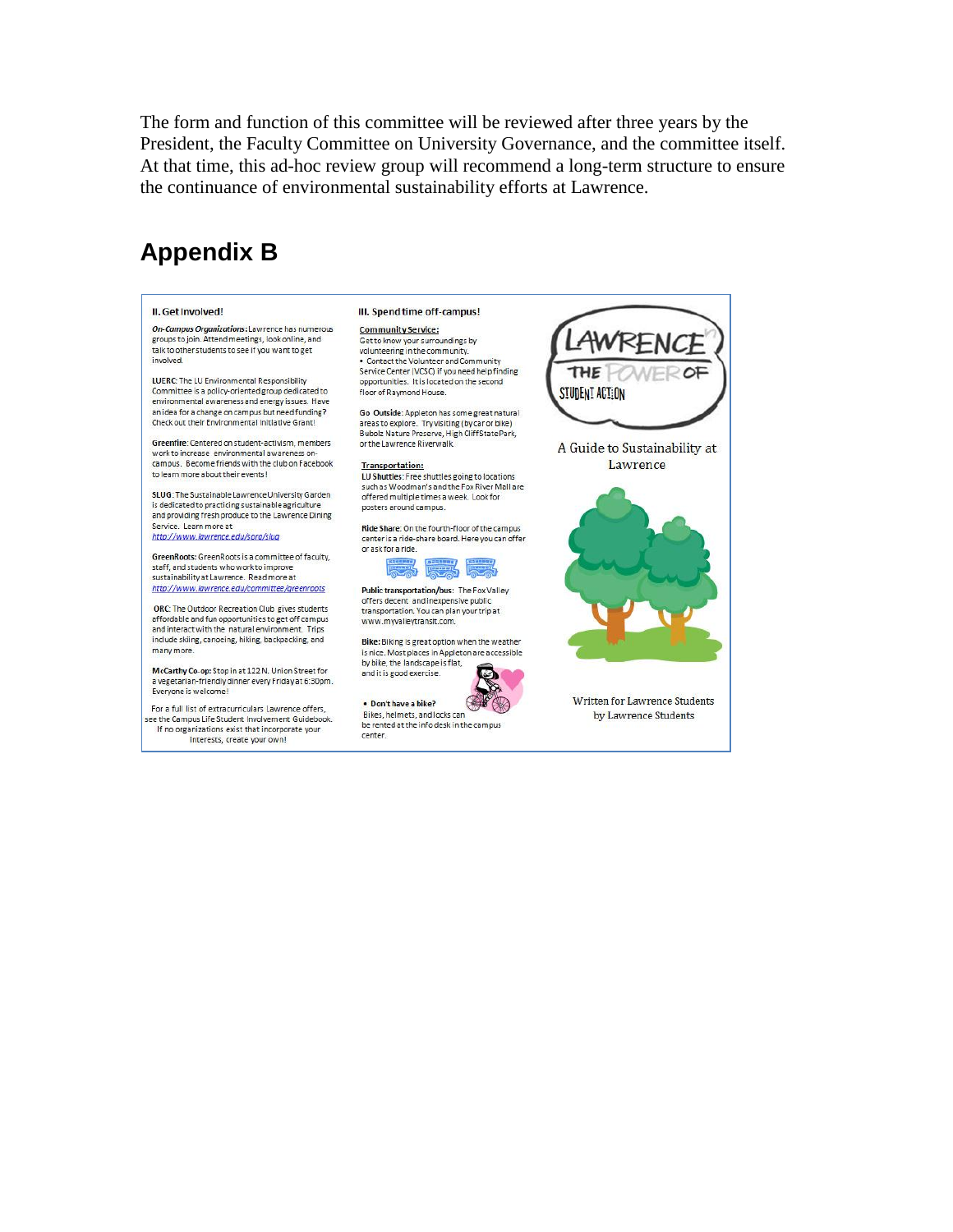The form and function of this committee will be reviewed after three years by the President, the Faculty Committee on University Governance, and the committee itself. At that time, this ad-hoc review group will recommend a long-term structure to ensure the continuance of environmental sustainability efforts at Lawrence.

## Appendix B

**II. Get Involved!**

***On-Campus Organizations*:** Lawrence has numerous groups to join. Attend meetings, look online, and talk to other students to see if you want to get involved.

**LUERC**: The LU Environmental Responsibility Committee is a policy-oriented group dedicated to environmental awareness and energy issues. Have an idea for a change on campus but need funding? Check out their Environmental Initiative Grant!

**Greenfire**: Centered on student-activism, members work to increase environmental awareness on-campus. Become friends with the club on Facebook to learn more about their events!

**SLUG**: The Sustainable Lawrence University Garden is dedicated to practicing sustainable agriculture and providing fresh produce to the Lawrence Dining Service. Learn more at *http://www.lawrence.edu/sorg/slug*

**GreenRoots**: GreenRoots is a committee of faculty, staff, and students who work to improve sustainability at Lawrence. Read more at *http://www.lawrence.edu/committee/greenroots*

**ORC**: The Outdoor Recreation Club gives students affordable and fun opportunities to get off campus and interact with the natural environment. Trips include skiing, canoeing, hiking, backpacking, and many more.

**McCarthy Co-op**: Stop in at 122 N. Union Street for a vegetarian-friendly dinner every Friday at 6:30pm. Everyone is welcome!

For a full list of extracurriculars Lawrence offers, see the Campus Life Student Involvement Guidebook. If no organizations exist that incorporate your interests, create your own!

**III. Spend time off-campus!**

**Community Service:**
Get to know your surroundings by volunteering in the community.

- Contact the Volunteer and Community Service Center (VCSC) if you need help finding opportunities. It is located on the second floor of Raymond House.

**Go Outside**: Appleton has some great natural areas to explore. Try visiting (by car or bike) Bubolz Nature Preserve, High Cliff State Park, or the Lawrence Riverwalk.

**Transportation:**
**LU Shuttles**: Free shuttles going to locations such as Woodman's and the Fox River Mall are offered multiple times a week. Look for posters around campus.

**Ride Share**: On the fourth-floor of the campus center is a ride-share board. Here you can offer or ask for a ride.

**Public transportation/bus**: The Fox Valley offers decent and inexpensive public transportation. You can plan your trip at www.myvalleytransit.com.

**Bike**: Biking is great option when the weather is nice. Most places in Appleton are accessible by bike, the landscape is flat, and it is good exercise.

- **Don't have a bike?** Bikes, helmets, and locks can be rented at the info desk in the campus center.

LAWRENCE THE POWER OF STUDENT ACTION

A Guide to Sustainability at Lawrence

Written for Lawrence Students by Lawrence Students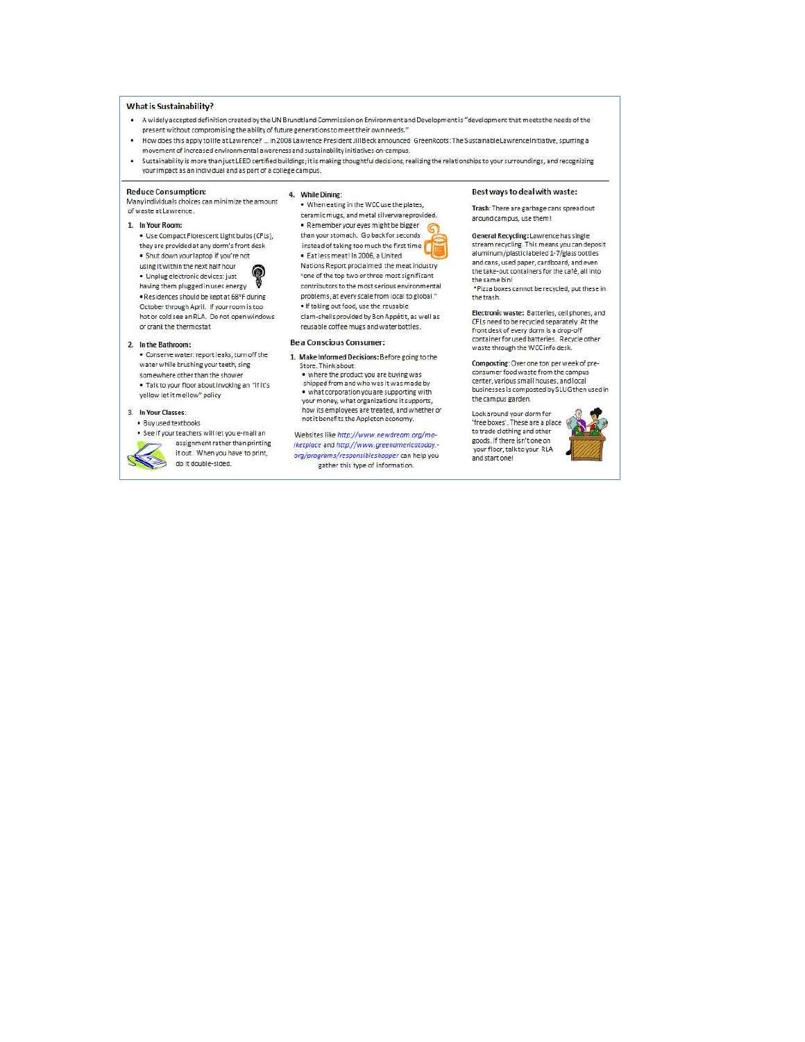## What is Sustainability?

- A widely accepted definition created by the UN Brundtland Commission on Environment and Development is "development that meets the needs of the present without compromising the ability of future generations to meet their own needs."
- How does this apply to life at Lawrence? ... In 2008 Lawrence President Jill Beck announced GreenRoots: The Sustainable Lawrence Initiative, spurring a movement of increased environmental awareness and sustainability initiatives on-campus.
- Sustainability is more than just LEED certified buildings; it is making thoughtful decisions, realizing the relationships to your surroundings, and recognizing your impact as an individual and as part of a college campus.

### Reduce Consumption:

Many individuals choices can minimize the amount of waste at Lawrence.

1. **In Your Room:**
   - Use Compact Florescent Light bulbs (CFLs), they are provided at any dorm's front desk
   - Shut down your laptop if you're not using it within the next half hour
   - Unplug electronic devices: just having them plugged in uses energy
   - Residences should be kept at 68°F during October through April. If your room is too hot or cold see an RLA. Do not open windows or crank the thermostat
2. **In the Bathroom:**
   - Conserve water: report leaks, turn off the water while brushing your teeth, sing somewhere other than the shower
   - Talk to your floor about invoking an "If it's yellow let it mellow" policy
3. **In Your Classes:**
   - Buy used textbooks
   - See if your teachers will let you e-mail an assignment rather than printing it out. When you have to print, do it double-sided.
4. **While Dining:**
   - When eating in the WCC use the plates, ceramic mugs, and metal silverware provided.
   - Remember your eyes might be bigger than your stomach. Go back for seconds instead of taking too much the first time
   - Eat less meat! In 2006, a United Nations Report proclaimed the meat industry "one of the top two or three most significant contributors to the most serious environmental problems, at every scale from local to global."
   - If taking out food, use the reusable clam-shells provided by Bon Appétit, as well as reusable coffee mugs and water bottles.

### Be a Conscious Consumer:

1. **Make Informed Decisions:** Before going to the Store. Think about:
   - where the product you are buying was shipped from and who was it was made by
   - what corporation you are supporting with your money, what organizations it supports, how its employees are treated, and whether or not it benefits the Appleton economy.

Websites like *http://www.newdream.org/marketplace* and *http://www.greenamericatoday.org/programs/responsibleshopper* can help you gather this type of information.

### Best ways to deal with waste:

**Trash:** There are garbage cans spread out around campus, use them!

**General Recycling:** Lawrence has single stream recycling. This means you can deposit aluminum/plastic labeled 1-7/glass bottles and cans, used paper, cardboard, and even the take-out containers for the café, all into the same bin!

*Pizza boxes cannot be recycled, put these in the trash.

**Electronic waste:** Batteries, cell phones, and CFLs need to be recycled separately. At the front desk of every dorm is a drop-off container for used batteries. Recycle other waste through the WCC info desk.

**Composting:** Over one ton per week of pre-consumer food waste from the campus center, various small houses, and local businesses is composted by SLUG then used in the campus garden.

Look around your dorm for 'free boxes'. These are a place to trade clothing and other goods. If there isn't one on your floor, talk to your RLA and start one!